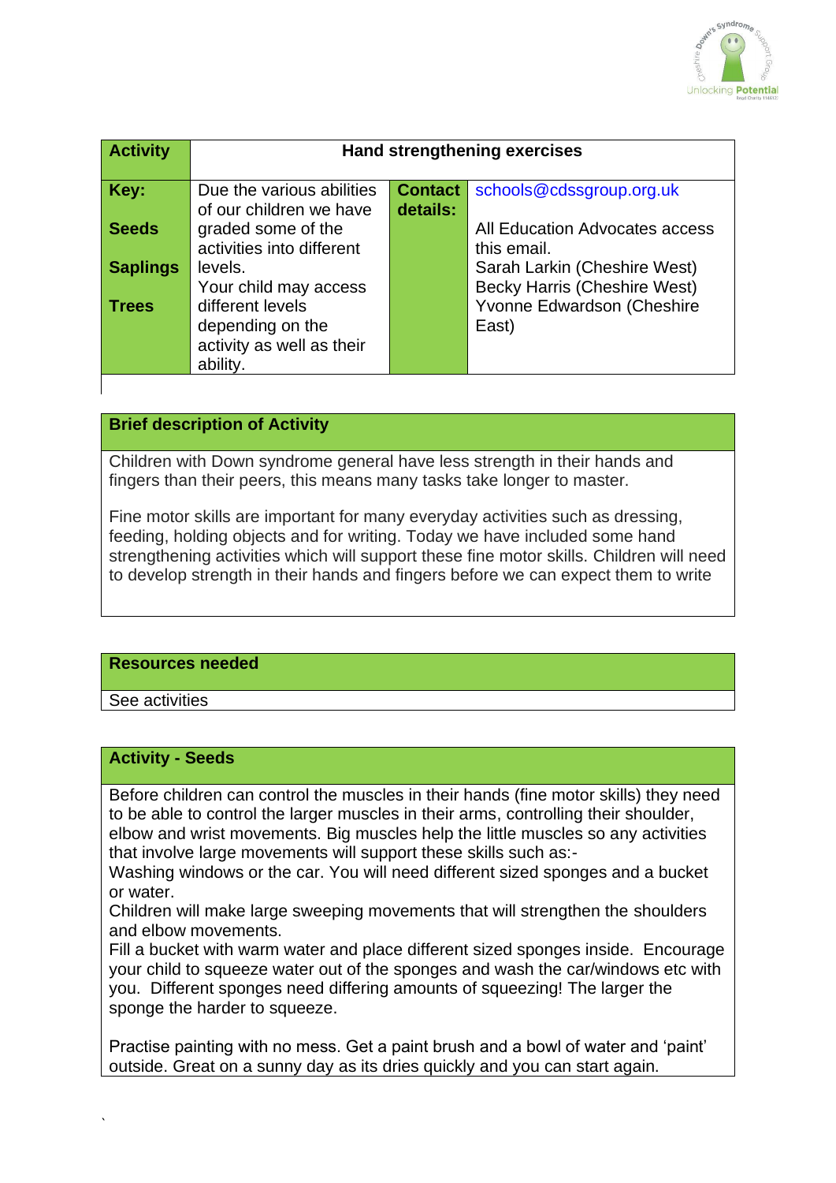| Activity | Hand strengthening exercises | | |
|---|---|---|---|
| **Key:**<br><br>**Seeds**<br><br>**Saplings**<br><br>**Trees** | Due the various abilities of our children we have graded some of the activities into different levels.<br>Your child may access different levels depending on the activity as well as their ability. | **Contact details:** | schools@cdssgroup.org.uk<br><br>All Education Advocates access this email.<br>Sarah Larkin (Cheshire West)<br>Becky Harris (Cheshire West)<br>Yvonne Edwardson (Cheshire East) |

## Brief description of Activity

Children with Down syndrome general have less strength in their hands and fingers than their peers, this means many tasks take longer to master.

Fine motor skills are important for many everyday activities such as dressing, feeding, holding objects and for writing. Today we have included some hand strengthening activities which will support these fine motor skills. Children will need to develop strength in their hands and fingers before we can expect them to write

## Resources needed

See activities

## Activity - Seeds

Before children can control the muscles in their hands (fine motor skills) they need to be able to control the larger muscles in their arms, controlling their shoulder, elbow and wrist movements. Big muscles help the little muscles so any activities that involve large movements will support these skills such as:-
Washing windows or the car. You will need different sized sponges and a bucket or water.
Children will make large sweeping movements that will strengthen the shoulders and elbow movements.
Fill a bucket with warm water and place different sized sponges inside. Encourage your child to squeeze water out of the sponges and wash the car/windows etc with you. Different sponges need differing amounts of squeezing! The larger the sponge the harder to squeeze.

Practise painting with no mess. Get a paint brush and a bowl of water and 'paint' outside. Great on a sunny day as its dries quickly and you can start again.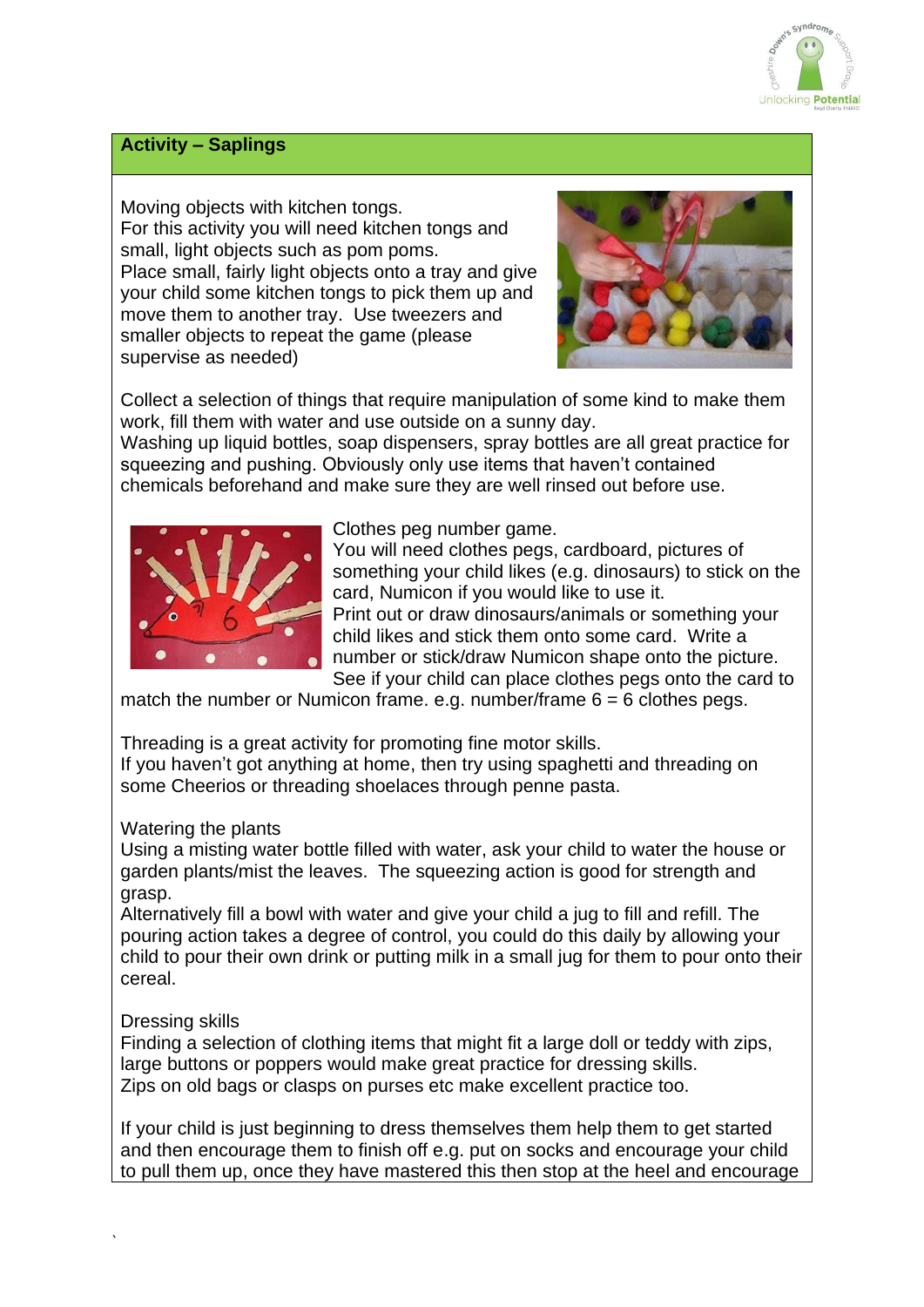## Activity – Saplings

Moving objects with kitchen tongs.
For this activity you will need kitchen tongs and small, light objects such as pom poms.
Place small, fairly light objects onto a tray and give your child some kitchen tongs to pick them up and move them to another tray. Use tweezers and smaller objects to repeat the game (please supervise as needed)

Collect a selection of things that require manipulation of some kind to make them work, fill them with water and use outside on a sunny day.
Washing up liquid bottles, soap dispensers, spray bottles are all great practice for squeezing and pushing. Obviously only use items that haven't contained chemicals beforehand and make sure they are well rinsed out before use.

Clothes peg number game.
You will need clothes pegs, cardboard, pictures of something your child likes (e.g. dinosaurs) to stick on the card, Numicon if you would like to use it.
Print out or draw dinosaurs/animals or something your child likes and stick them onto some card. Write a number or stick/draw Numicon shape onto the picture. See if your child can place clothes pegs onto the card to match the number or Numicon frame. e.g. number/frame 6 = 6 clothes pegs.

Threading is a great activity for promoting fine motor skills.
If you haven't got anything at home, then try using spaghetti and threading on some Cheerios or threading shoelaces through penne pasta.

Watering the plants
Using a misting water bottle filled with water, ask your child to water the house or garden plants/mist the leaves. The squeezing action is good for strength and grasp.
Alternatively fill a bowl with water and give your child a jug to fill and refill. The pouring action takes a degree of control, you could do this daily by allowing your child to pour their own drink or putting milk in a small jug for them to pour onto their cereal.

Dressing skills
Finding a selection of clothing items that might fit a large doll or teddy with zips, large buttons or poppers would make great practice for dressing skills.
Zips on old bags or clasps on purses etc make excellent practice too.

If your child is just beginning to dress themselves them help them to get started and then encourage them to finish off e.g. put on socks and encourage your child to pull them up, once they have mastered this then stop at the heel and encourage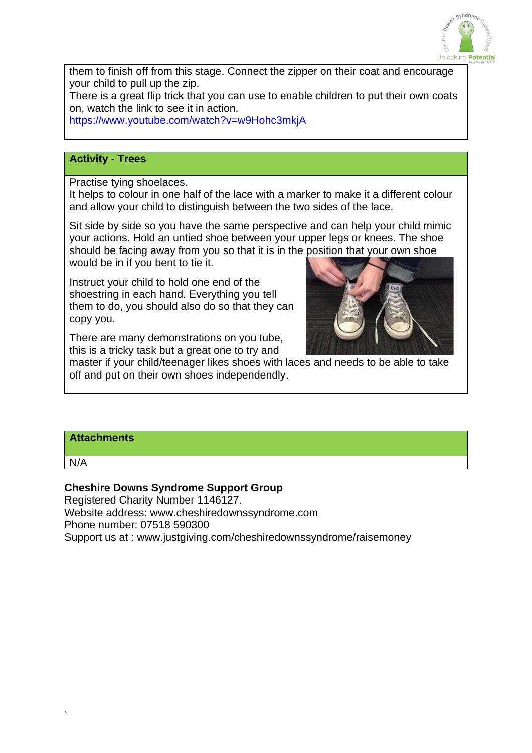them to finish off from this stage. Connect the zipper on their coat and encourage your child to pull up the zip.

There is a great flip trick that you can use to enable children to put their own coats on, watch the link to see it in action.

https://www.youtube.com/watch?v=w9Hohc3mkjA

## Activity - Trees

Practise tying shoelaces.

It helps to colour in one half of the lace with a marker to make it a different colour and allow your child to distinguish between the two sides of the lace.

Sit side by side so you have the same perspective and can help your child mimic your actions. Hold an untied shoe between your upper legs or knees. The shoe should be facing away from you so that it is in the position that your own shoe would be in if you bent to tie it.

Instruct your child to hold one end of the shoestring in each hand. Everything you tell them to do, you should also do so that they can copy you.

There are many demonstrations on you tube, this is a tricky task but a great one to try and master if your child/teenager likes shoes with laces and needs to be able to take off and put on their own shoes independently.

## Attachments

N/A

**Cheshire Downs Syndrome Support Group**

Registered Charity Number 1146127.

Website address: www.cheshiredownssyndrome.com

Phone number: 07518 590300

Support us at : www.justgiving.com/cheshiredownssyndrome/raisemoney